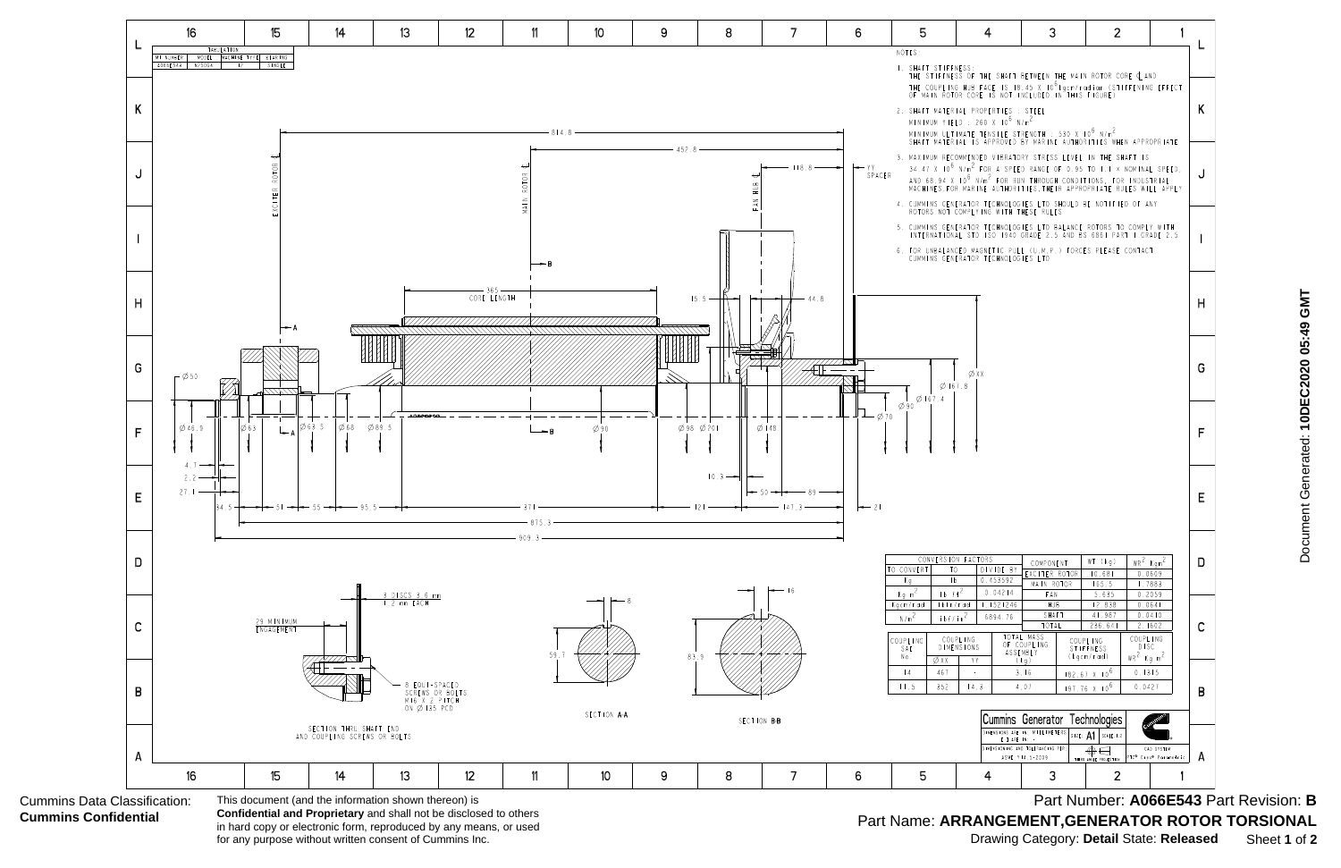| TABULATION | | | |
|---|---|---|---|
| MI NUMBER | MODEL | MACHINE TYPE | BEARING |
| A066E543 | NZS004 | 12 | SINGLE |

NOTES

1. SHAFT STIFFNESS:
   THE STIFFNESS OF THE SHAFT BETWEEN THE MAIN ROTOR CORE ℄ AND THE COUPLING HUB FACE IS $18.45 \times 10^6$ kgcm/radian. (STIFFENING EFFECT OF MAIN ROTOR CORE IS NOT INCLUDED IN THIS FIGURE)
2. SHAFT MATERIAL PROPERTIES : STEEL
   MINIMUM YIELD : $260 \times 10^6$ N/m$^2$
   MINIMUM ULTIMATE TENSILE STRENGTH : $530 \times 10^6$ N/m$^2$
   SHAFT MATERIAL IS APPROVED BY MARINE AUTHORITIES WHEN APPROPRIATE
3. MAXIMUM RECOMMENDED VIBRATORY STRESS LEVEL IN THE SHAFT IS $34.47 \times 10^6$ N/m$^2$ FOR A SPEED RANGE OF 0.95 TO 1.1 x NOMINAL SPEED, AND $68.94 \times 10^6$ N/m$^2$ FOR RUN THROUGH CONDITIONS, FOR INDUSTRIAL MACHINES. FOR MARINE AUTHORITIES, THEIR APPROPRIATE RULES WILL APPLY
4. CUMMINS GENERATOR TECHNOLOGIES LTD SHOULD BE NOTIFIED OF ANY ROTORS NOT COMPLYING WITH THESE RULES
5. CUMMINS GENERATOR TECHNOLOGIES LTD BALANCE ROTORS TO COMPLY WITH INTERNATIONAL STD ISO 1940 GRADE 2.5 AND BS 6861 PART 1 GRADE 2.5
6. FOR UNBALANCED MAGNETIC PULL (U.M.P.) FORCES PLEASE CONTACT CUMMINS GENERATOR TECHNOLOGIES LTD

EXCITER ROTOR ℄ — MAIN ROTOR ℄ — FAN HUB ℄ — YY SPACER

814.8 — 457.8 — 118.8 — 365 CORE LENGTH — 15.5 — 44.8

Ø50 — Ø46.9 — Ø63 — Ø63.5 — Ø68 — Ø88.5 — Ø90 — Ø98 — Ø201 — Ø149 — Ø90 — Ø167.4 — Ø161.8 — ØXX — Ø70

4.1 — 2.2 — 27.1 — 34.5 — 51 — 55 — 95.5 — 371 — 121 — 10.3 — 50 — 89 — 147.3 — 21 — 815.3 — 909.3

SECTION THRU SHAFT END AND COUPLING SCREWS OR BOLTS

29 MINIMUM ENGAGEMENT — 3 DISCS 3.6 mm 1.2 mm EACH — 8 EQUI-SPACED SCREWS OR BOLTS M16 X 2 PITCH ON Ø 135 PCD

SECTION A-A (8, 59.7)

SECTION B-B (16, 83.9)

| CONVERSION FACTORS | | |
|---|---|---|
| TO CONVERT | TO | DIVIDE BY |
| Kg | lb | 0.453592 |
| Kg m$^2$ | lb ft$^2$ | 0.04214 |
| Kgcm/rad | lbin/rad | 1.1521246 |
| N/m$^2$ | lbf/in$^2$ | 6894.76 |

| COMPONENT | WT (kg) | WR$^2$ Kgm$^2$ |
|---|---|---|
| EXCITER ROTOR | 10.681 | 0.0609 |
| MAIN ROTOR | 165.5 | 1.7883 |
| FAN | 5.635 | 0.2059 |
| HUB | 12.838 | 0.0641 |
| SHAFT | 41.987 | 0.0410 |
| TOTAL | 236.641 | 2.1602 |

| COUPLING SAE No | COUPLING DIMENSIONS ØXX | YY | TOTAL MASS OF COUPLING ASSEMBLY (Kg) | COUPLING STIFFNESS (Kgcm/rad) | COUPLING DISC WR$^2$ Kg m$^2$ |
|---|---|---|---|---|---|
| 14 | 467 | - | 3.16 | $182.61 \times 10^6$ | 0.1815 |
| 11.5 | 352 | 14.3 | 4.07 | $197.76 \times 10^6$ | 0.0427 |

Cummins Generator Technologies

DIMENSIONS ARE IN MILLIMETERS (U.O.S.) — SIZE A1 — SCALE 1:2

DIMENSIONING AND TOLERANCING PER: ASME Y14.5-2009 — THIRD ANGLE PROJECTION — CAD SYSTEM: PTC® Creo® Parametric

Document Generated: 10DEC2020 05:49 GMT

Cummins Data Classification: **Cummins Confidential**

This document (and the information shown thereon) is **Confidential and Proprietary** and shall not be disclosed to others in hard copy or electronic form, reproduced by any means, or used for any purpose without written consent of Cummins Inc.

Part Number: **A066E543** Part Revision: **B**

Part Name: **ARRANGEMENT,GENERATOR ROTOR TORSIONAL**

Drawing Category: **Detail** State: **Released**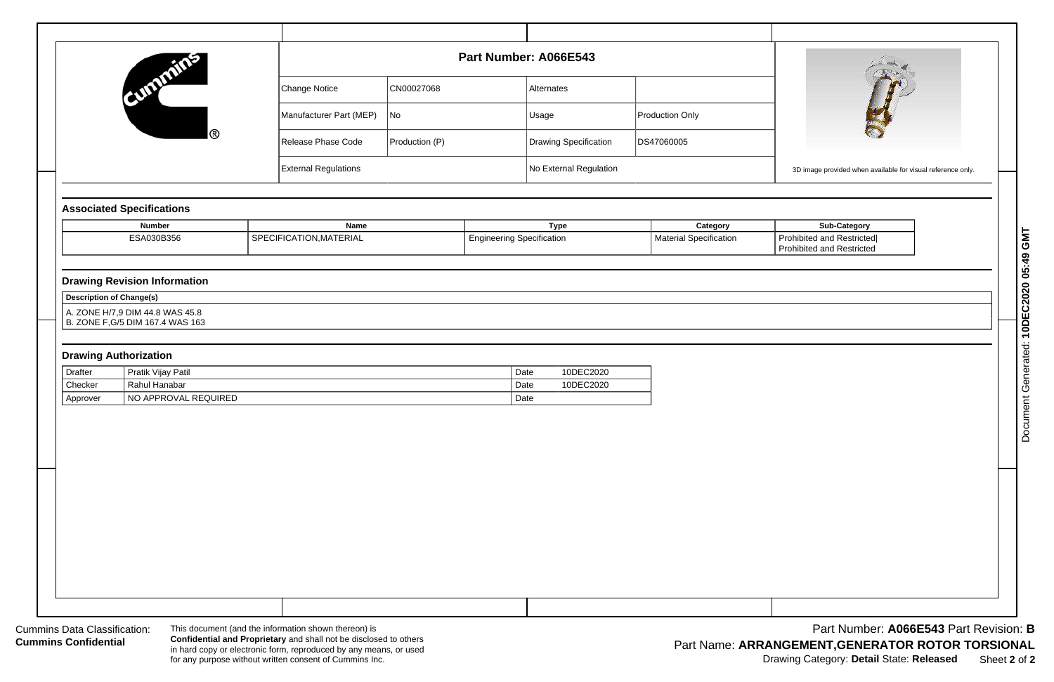**Part Number: A066E543**

| | | | |
|---|---|---|---|
| Change Notice | CN00027068 | Alternates | |
| Manufacturer Part (MEP) | No | Usage | Production Only |
| Release Phase Code | Production (P) | Drawing Specification | DS47060005 |
| External Regulations | | No External Regulation | |

3D image provided when available for visual reference only.

## Associated Specifications

| Number | Name | Type | Category | Sub-Category |
|---|---|---|---|---|
| ESA030B356 | SPECIFICATION,MATERIAL | Engineering Specification | Material Specification | Prohibited and Restricted\| Prohibited and Restricted |

## Drawing Revision Information

| Description of Change(s) |
|---|
| A. ZONE H/7,9 DIM 44.8 WAS 45.8<br>B. ZONE F,G/5 DIM 167.4 WAS 163 |

## Drawing Authorization

| | | | |
|---|---|---|---|
| Drafter | Pratik Vijay Patil | Date | 10DEC2020 |
| Checker | Rahul Hanabar | Date | 10DEC2020 |
| Approver | NO APPROVAL REQUIRED | Date | |

Document Generated: **10DEC2020 05:49 GMT**

Cummins Data Classification: **Cummins Confidential**

This document (and the information shown thereon) is **Confidential and Proprietary** and shall not be disclosed to others in hard copy or electronic form, reproduced by any means, or used for any purpose without written consent of Cummins Inc.

Part Number: **A066E543** Part Revision: **B**

Part Name: **ARRANGEMENT,GENERATOR ROTOR TORSIONAL**

Drawing Category: **Detail** State: **Released**